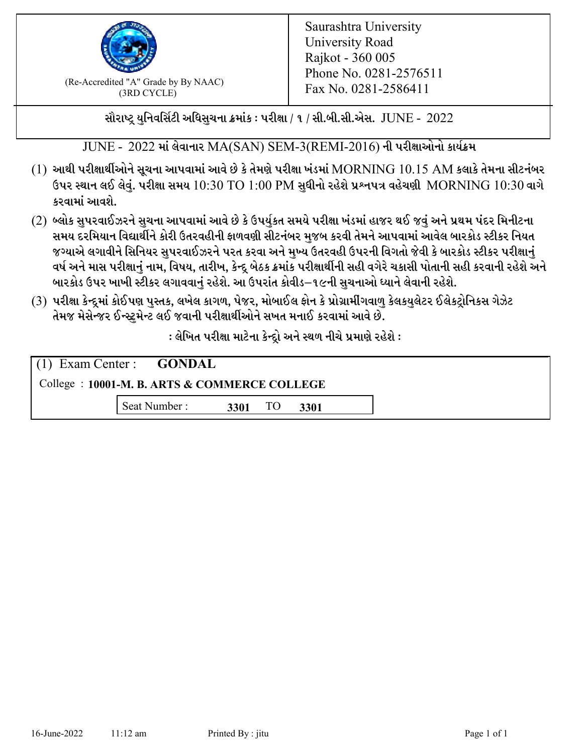(Re-Accredited "A" Grade by By NAAC)
(3RD CYCLE)

Saurashtra University
University Road
Rajkot - 360 005
Phone No. 0281-2576511
Fax No. 0281-2586411

**સૌરાષ્ટ્ર યુનિવર્સિટી અધિસુચના ક્રમાંક : પરીક્ષા / ૧ / સી.બી.સી.એસ. JUNE - 2022**

**JUNE - 2022 માં લેવાનાર MA(SAN) SEM-3(REMI-2016) ની પરીક્ષાઓનો કાર્યક્રમ**

(1) **આથી પરીક્ષાર્થીઓને સૂચના આપવામાં આવે છે કે તેમણે પરીક્ષા ખંડમાં MORNING 10.15 AM કલાકે તેમના સીટનંબર ઉપર સ્થાન લઈ લેવું. પરીક્ષા સમય 10:30 TO 1:00 PM સુધીનો રહેશે પ્રશ્નપત્ર વહેચણી MORNING 10:30 વાગે કરવામાં આવશે.**

(2) **બ્લોક સુપરવાઈઝરને સુચના આપવામાં આવે છે કે ઉપર્યુકત સમયે પરીક્ષા ખંડમાં હાજર થઈ જવું અને પ્રથમ પંદર મિનીટના સમય દરમિયાન વિદ્યાર્થીને કોરી ઉતરવહીની ફાળવણી સીટનંબર મુજબ કરવી તેમને આપવામાં આવેલ બારકોડ સ્ટીકર નિયત જગ્યાએ લગાવીને સિનિયર સુપરવાઈઝરને પરત કરવા અને મુખ્ય ઉતરવહી ઉપરની વિગતો જેવી કે બારકોડ સ્ટીકર પરીક્ષાનું વર્ષ અને માસ પરીક્ષાનું નામ, વિષય, તારીખ, કેન્દ્ર બેઠક ક્રમાંક પરીક્ષાર્થીની સહી વગેરે ચકાસી પોતાની સહી કરવાની રહેશે અને બારકોડ ઉપર ખાખી સ્ટીકર લગાવવાનું રહેશે. આ ઉપરાંત કોવીડ–૧૯ની સુચનાઓ ધ્યાને લેવાની રહેશે.**

(3) **પરીક્ષા કેન્દ્રમાં કોઈપણ પુસ્તક, લખેલ કાગળ, પેજર, મોબાઈલ ફોન કે પ્રોગ્રામીંગવાળુ કેલકયુલેટર ઈલેકટ્રોનિકસ ગેઝેટ તેમજ મેસેન્જર ઈન્સ્ટ્રુમેન્ટ લઈ જવાની પરીક્ષાર્થીઓને સખત મનાઈ કરવામાં આવે છે.**

**: લેખિત પરીક્ષા માટેના કેન્દ્રો અને સ્થળ નીચે પ્રમાણે રહેશે :**

(1) Exam Center : **GONDAL**

College : **10001-M. B. ARTS & COMMERCE COLLEGE**

Seat Number : **3301** TO **3301**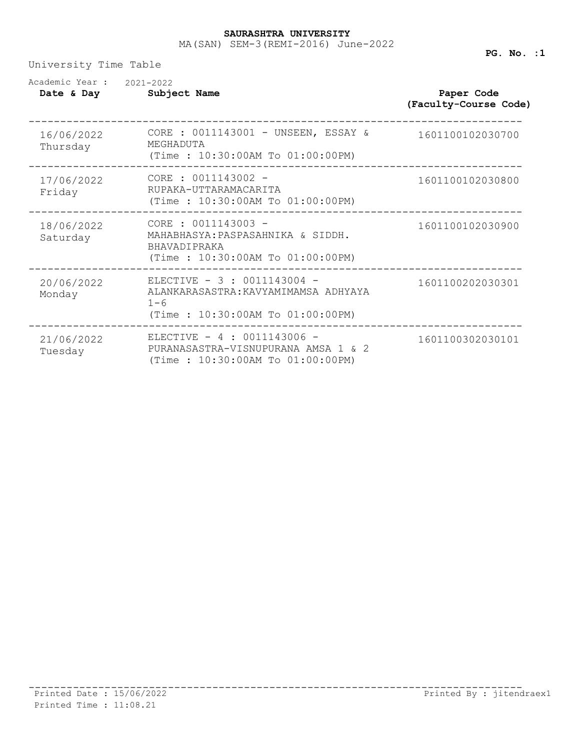**SAURASHTRA UNIVERSITY**

MA(SAN) SEM-3(REMI-2016) June-2022

University Time Table

Academic Year : 2021-2022

| Date & Day | Subject Name | Paper Code (Faculty-Course Code) |
|---|---|---|
| 16/06/2022 Thursday | CORE : 0011143001 - UNSEEN, ESSAY & MEGHADUTA (Time : 10:30:00AM To 01:00:00PM) | 1601100102030700 |
| 17/06/2022 Friday | CORE : 0011143002 - RUPAKA-UTTARAMACARITA (Time : 10:30:00AM To 01:00:00PM) | 1601100102030800 |
| 18/06/2022 Saturday | CORE : 0011143003 - MAHABHASYA:PASPASAHNIKA & SIDDH. BHAVADIPRAKA (Time : 10:30:00AM To 01:00:00PM) | 1601100102030900 |
| 20/06/2022 Monday | ELECTIVE - 3 : 0011143004 - ALANKARASASTRA:KAVYAMIMAMSA ADHYAYA 1-6 (Time : 10:30:00AM To 01:00:00PM) | 1601100202030301 |
| 21/06/2022 Tuesday | ELECTIVE - 4 : 0011143006 - PURANASASTRA-VISNUPURANA AMSA 1 & 2 (Time : 10:30:00AM To 01:00:00PM) | 1601100302030101 |

Printed Date : 15/06/2022
Printed Time : 11:08.21

Printed By : jitendraex1